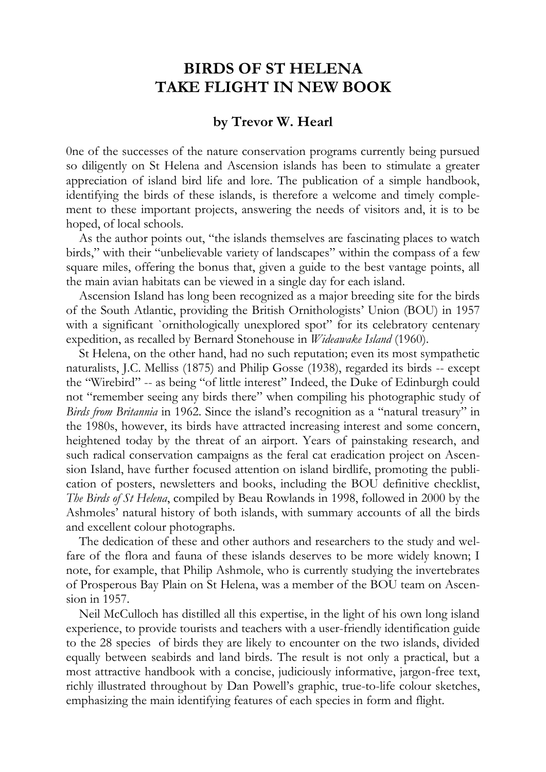# BIRDS OF ST HELENA TAKE FLIGHT IN NEW BOOK

### by Trevor W. Hearl

0ne of the successes of the nature conservation programs currently being pursued so diligently on St Helena and Ascension islands has been to stimulate a greater appreciation of island bird life and lore. The publication of a simple handbook, identifying the birds of these islands, is therefore a welcome and timely complement to these important projects, answering the needs of visitors and, it is to be hoped, of local schools.

As the author points out, "the islands themselves are fascinating places to watch birds," with their "unbelievable variety of landscapes" within the compass of a few square miles, offering the bonus that, given a guide to the best vantage points, all the main avian habitats can be viewed in a single day for each island.

Ascension Island has long been recognized as a major breeding site for the birds of the South Atlantic, providing the British Ornithologists' Union (BOU) in 1957 with a significant `ornithologically unexplored spot" for its celebratory centenary expedition, as recalled by Bernard Stonehouse in *Wideawake Island* (1960).

St Helena, on the other hand, had no such reputation; even its most sympathetic naturalists, J.C. Melliss (1875) and Philip Gosse (1938), regarded its birds -- except the "Wirebird" -- as being "of little interest" Indeed, the Duke of Edinburgh could not "remember seeing any birds there" when compiling his photographic study of *Birds from Britannia* in 1962. Since the island's recognition as a "natural treasury" in the 1980s, however, its birds have attracted increasing interest and some concern, heightened today by the threat of an airport. Years of painstaking research, and such radical conservation campaigns as the feral cat eradication project on Ascension Island, have further focused attention on island birdlife, promoting the publication of posters, newsletters and books, including the BOU definitive checklist, *The Birds of St Helena*, compiled by Beau Rowlands in 1998, followed in 2000 by the Ashmoles' natural history of both islands, with summary accounts of all the birds and excellent colour photographs.

The dedication of these and other authors and researchers to the study and welfare of the flora and fauna of these islands deserves to be more widely known; I note, for example, that Philip Ashmole, who is currently studying the invertebrates of Prosperous Bay Plain on St Helena, was a member of the BOU team on Ascension in 1957.

Neil McCulloch has distilled all this expertise, in the light of his own long island experience, to provide tourists and teachers with a user-friendly identification guide to the 28 species of birds they are likely to encounter on the two islands, divided equally between seabirds and land birds. The result is not only a practical, but a most attractive handbook with a concise, judiciously informative, jargon-free text, richly illustrated throughout by Dan Powell's graphic, true-to-life colour sketches, emphasizing the main identifying features of each species in form and flight.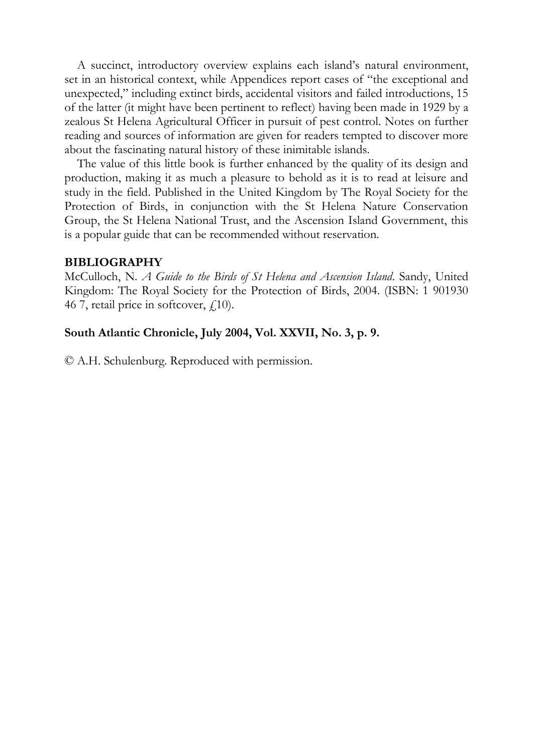A succinct, introductory overview explains each island's natural environment, set in an historical context, while Appendices report cases of "the exceptional and unexpected," including extinct birds, accidental visitors and failed introductions, 15 of the latter (it might have been pertinent to reflect) having been made in 1929 by a zealous St Helena Agricultural Officer in pursuit of pest control. Notes on further reading and sources of information are given for readers tempted to discover more about the fascinating natural history of these inimitable islands.

The value of this little book is further enhanced by the quality of its design and production, making it as much a pleasure to behold as it is to read at leisure and study in the field. Published in the United Kingdom by The Royal Society for the Protection of Birds, in conjunction with the St Helena Nature Conservation Group, the St Helena National Trust, and the Ascension Island Government, this is a popular guide that can be recommended without reservation.

**BIBLIOGRAPHY**

McCulloch, N. *A Guide to the Birds of St Helena and Ascension Island*. Sandy, United Kingdom: The Royal Society for the Protection of Birds, 2004. (ISBN: 1 901930 46 7, retail price in softcover, £10).

**South Atlantic Chronicle, July 2004, Vol. XXVII, No. 3, p. 9.**

© A.H. Schulenburg. Reproduced with permission.